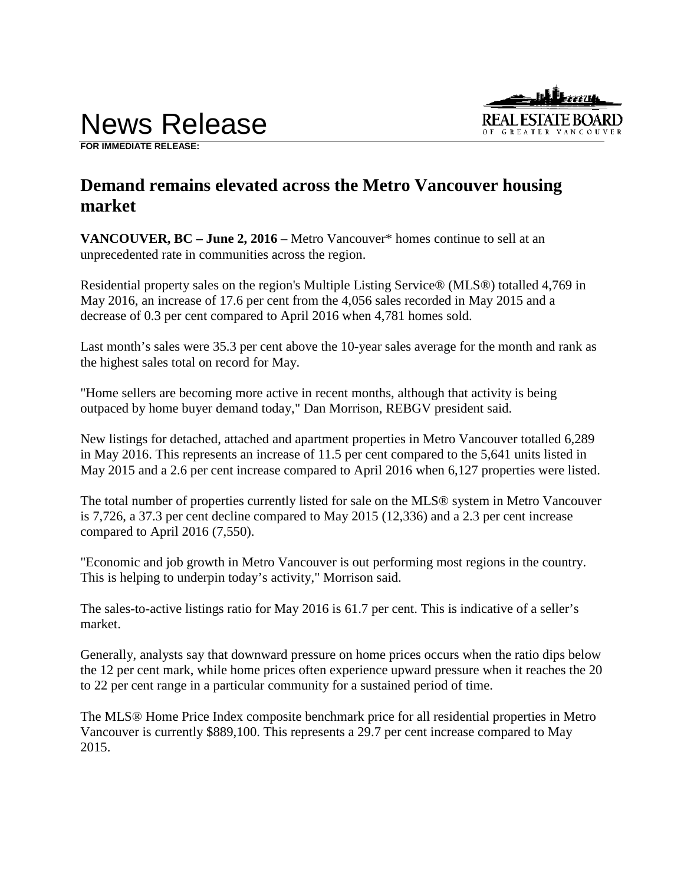# News Release

**FOR IMMEDIATE RELEASE:**

## Demand remains elevated across the Metro Vancouver housing market

**VANCOUVER, BC – June 2, 2016** – Metro Vancouver* homes continue to sell at an unprecedented rate in communities across the region.

Residential property sales on the region's Multiple Listing Service® (MLS®) totalled 4,769 in May 2016, an increase of 17.6 per cent from the 4,056 sales recorded in May 2015 and a decrease of 0.3 per cent compared to April 2016 when 4,781 homes sold.

Last month's sales were 35.3 per cent above the 10-year sales average for the month and rank as the highest sales total on record for May.

"Home sellers are becoming more active in recent months, although that activity is being outpaced by home buyer demand today," Dan Morrison, REBGV president said.

New listings for detached, attached and apartment properties in Metro Vancouver totalled 6,289 in May 2016. This represents an increase of 11.5 per cent compared to the 5,641 units listed in May 2015 and a 2.6 per cent increase compared to April 2016 when 6,127 properties were listed.

The total number of properties currently listed for sale on the MLS® system in Metro Vancouver is 7,726, a 37.3 per cent decline compared to May 2015 (12,336) and a 2.3 per cent increase compared to April 2016 (7,550).

"Economic and job growth in Metro Vancouver is out performing most regions in the country. This is helping to underpin today's activity," Morrison said.

The sales-to-active listings ratio for May 2016 is 61.7 per cent. This is indicative of a seller's market.

Generally, analysts say that downward pressure on home prices occurs when the ratio dips below the 12 per cent mark, while home prices often experience upward pressure when it reaches the 20 to 22 per cent range in a particular community for a sustained period of time.

The MLS® Home Price Index composite benchmark price for all residential properties in Metro Vancouver is currently $889,100. This represents a 29.7 per cent increase compared to May 2015.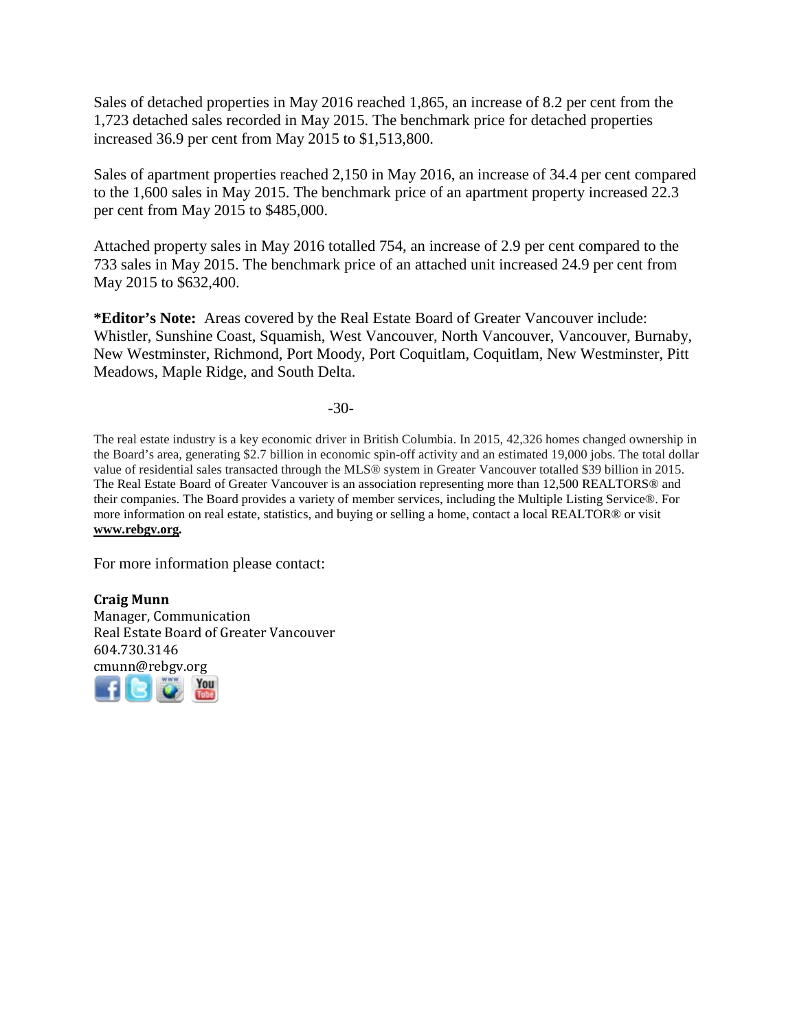Sales of detached properties in May 2016 reached 1,865, an increase of 8.2 per cent from the 1,723 detached sales recorded in May 2015. The benchmark price for detached properties increased 36.9 per cent from May 2015 to $1,513,800.

Sales of apartment properties reached 2,150 in May 2016, an increase of 34.4 per cent compared to the 1,600 sales in May 2015. The benchmark price of an apartment property increased 22.3 per cent from May 2015 to $485,000.

Attached property sales in May 2016 totalled 754, an increase of 2.9 per cent compared to the 733 sales in May 2015. The benchmark price of an attached unit increased 24.9 per cent from May 2015 to $632,400.

**\*Editor's Note:** Areas covered by the Real Estate Board of Greater Vancouver include: Whistler, Sunshine Coast, Squamish, West Vancouver, North Vancouver, Vancouver, Burnaby, New Westminster, Richmond, Port Moody, Port Coquitlam, Coquitlam, New Westminster, Pitt Meadows, Maple Ridge, and South Delta.

-30-

The real estate industry is a key economic driver in British Columbia. In 2015, 42,326 homes changed ownership in the Board's area, generating $2.7 billion in economic spin-off activity and an estimated 19,000 jobs. The total dollar value of residential sales transacted through the MLS® system in Greater Vancouver totalled $39 billion in 2015. The Real Estate Board of Greater Vancouver is an association representing more than 12,500 REALTORS® and their companies. The Board provides a variety of member services, including the Multiple Listing Service®. For more information on real estate, statistics, and buying or selling a home, contact a local REALTOR® or visit **www.rebgv.org.**

For more information please contact:

**Craig Munn**
Manager, Communication
Real Estate Board of Greater Vancouver
604.730.3146
cmunn@rebgv.org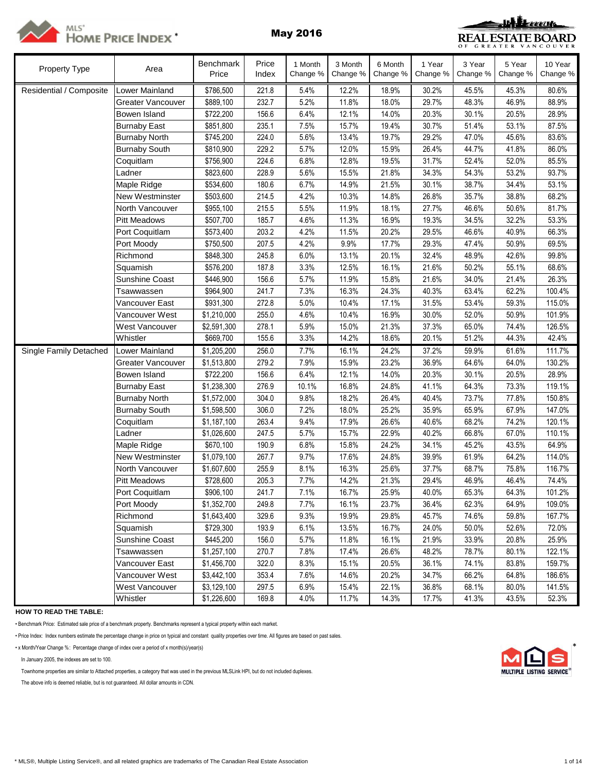MLS® HOME PRICE INDEX *

# May 2016

REAL ESTATE BOARD OF GREATER VANCOUVER

| Property Type | Area | Benchmark Price | Price Index | 1 Month Change % | 3 Month Change % | 6 Month Change % | 1 Year Change % | 3 Year Change % | 5 Year Change % | 10 Year Change % |
|---|---|---|---|---|---|---|---|---|---|---|
| Residential / Composite | Lower Mainland | $786,500 | 221.8 | 5.4% | 12.2% | 18.9% | 30.2% | 45.5% | 45.3% | 80.6% |
| | Greater Vancouver | $889,100 | 232.7 | 5.2% | 11.8% | 18.0% | 29.7% | 48.3% | 46.9% | 88.9% |
| | Bowen Island | $722,200 | 156.6 | 6.4% | 12.1% | 14.0% | 20.3% | 30.1% | 20.5% | 28.9% |
| | Burnaby East | $851,800 | 235.1 | 7.5% | 15.7% | 19.4% | 30.7% | 51.4% | 53.1% | 87.5% |
| | Burnaby North | $745,200 | 224.0 | 5.6% | 13.4% | 19.7% | 29.2% | 47.0% | 45.6% | 83.6% |
| | Burnaby South | $810,900 | 229.2 | 5.7% | 12.0% | 15.9% | 26.4% | 44.7% | 41.8% | 86.0% |
| | Coquitlam | $756,900 | 224.6 | 6.8% | 12.8% | 19.5% | 31.7% | 52.4% | 52.0% | 85.5% |
| | Ladner | $823,600 | 228.9 | 5.6% | 15.5% | 21.8% | 34.3% | 54.3% | 53.2% | 93.7% |
| | Maple Ridge | $534,600 | 180.6 | 6.7% | 14.9% | 21.5% | 30.1% | 38.7% | 34.4% | 53.1% |
| | New Westminster | $503,600 | 214.5 | 4.2% | 10.3% | 14.8% | 26.8% | 35.7% | 38.8% | 68.2% |
| | North Vancouver | $955,100 | 215.5 | 5.5% | 11.9% | 18.1% | 27.7% | 46.6% | 50.6% | 81.7% |
| | Pitt Meadows | $507,700 | 185.7 | 4.6% | 11.3% | 16.9% | 19.3% | 34.5% | 32.2% | 53.3% |
| | Port Coquitlam | $573,400 | 203.2 | 4.2% | 11.5% | 20.2% | 29.5% | 46.6% | 40.9% | 66.3% |
| | Port Moody | $750,500 | 207.5 | 4.2% | 9.9% | 17.7% | 29.3% | 47.4% | 50.9% | 69.5% |
| | Richmond | $848,300 | 245.8 | 6.0% | 13.1% | 20.1% | 32.4% | 48.9% | 42.6% | 99.8% |
| | Squamish | $576,200 | 187.8 | 3.3% | 12.5% | 16.1% | 21.6% | 50.2% | 55.1% | 68.6% |
| | Sunshine Coast | $446,900 | 156.6 | 5.7% | 11.9% | 15.8% | 21.6% | 34.0% | 21.4% | 26.3% |
| | Tsawwassen | $964,900 | 241.7 | 7.3% | 16.3% | 24.3% | 40.3% | 63.4% | 62.2% | 100.4% |
| | Vancouver East | $931,300 | 272.8 | 5.0% | 10.4% | 17.1% | 31.5% | 53.4% | 59.3% | 115.0% |
| | Vancouver West | $1,210,000 | 255.0 | 4.6% | 10.4% | 16.9% | 30.0% | 52.0% | 50.9% | 101.9% |
| | West Vancouver | $2,591,300 | 278.1 | 5.9% | 15.0% | 21.3% | 37.3% | 65.0% | 74.4% | 126.5% |
| | Whistler | $669,700 | 155.6 | 3.3% | 14.2% | 18.6% | 20.1% | 51.2% | 44.3% | 42.4% |
| Single Family Detached | Lower Mainland | $1,205,200 | 256.0 | 7.7% | 16.1% | 24.2% | 37.2% | 59.9% | 61.6% | 111.7% |
| | Greater Vancouver | $1,513,800 | 279.2 | 7.9% | 15.9% | 23.2% | 36.9% | 64.6% | 64.0% | 130.2% |
| | Bowen Island | $722,200 | 156.6 | 6.4% | 12.1% | 14.0% | 20.3% | 30.1% | 20.5% | 28.9% |
| | Burnaby East | $1,238,300 | 276.9 | 10.1% | 16.8% | 24.8% | 41.1% | 64.3% | 73.3% | 119.1% |
| | Burnaby North | $1,572,000 | 304.0 | 9.8% | 18.2% | 26.4% | 40.4% | 73.7% | 77.8% | 150.8% |
| | Burnaby South | $1,598,500 | 306.0 | 7.2% | 18.0% | 25.2% | 35.9% | 65.9% | 67.9% | 147.0% |
| | Coquitlam | $1,187,100 | 263.4 | 9.4% | 17.9% | 26.6% | 40.6% | 68.2% | 74.2% | 120.1% |
| | Ladner | $1,026,600 | 247.5 | 5.7% | 15.7% | 22.9% | 40.2% | 66.8% | 67.0% | 110.1% |
| | Maple Ridge | $670,100 | 190.9 | 6.8% | 15.8% | 24.2% | 34.1% | 45.2% | 43.5% | 64.9% |
| | New Westminster | $1,079,100 | 267.7 | 9.7% | 17.6% | 24.8% | 39.9% | 61.9% | 64.2% | 114.0% |
| | North Vancouver | $1,607,600 | 255.9 | 8.1% | 16.3% | 25.6% | 37.7% | 68.7% | 75.8% | 116.7% |
| | Pitt Meadows | $728,600 | 205.3 | 7.7% | 14.2% | 21.3% | 29.4% | 46.9% | 46.4% | 74.4% |
| | Port Coquitlam | $906,100 | 241.7 | 7.1% | 16.7% | 25.9% | 40.0% | 65.3% | 64.3% | 101.2% |
| | Port Moody | $1,352,700 | 249.8 | 7.7% | 16.1% | 23.7% | 36.4% | 62.3% | 64.9% | 109.0% |
| | Richmond | $1,643,400 | 329.6 | 9.3% | 19.9% | 29.8% | 45.7% | 74.6% | 59.8% | 167.7% |
| | Squamish | $729,300 | 193.9 | 6.1% | 13.5% | 16.7% | 24.0% | 50.0% | 52.6% | 72.0% |
| | Sunshine Coast | $445,200 | 156.0 | 5.7% | 11.8% | 16.1% | 21.9% | 33.9% | 20.8% | 25.9% |
| | Tsawwassen | $1,257,100 | 270.7 | 7.8% | 17.4% | 26.6% | 48.2% | 78.7% | 80.1% | 122.1% |
| | Vancouver East | $1,456,700 | 322.0 | 8.3% | 15.1% | 20.5% | 36.1% | 74.1% | 83.8% | 159.7% |
| | Vancouver West | $3,442,100 | 353.4 | 7.6% | 14.6% | 20.2% | 34.7% | 66.2% | 64.8% | 186.6% |
| | West Vancouver | $3,129,100 | 297.5 | 6.9% | 15.4% | 22.1% | 36.8% | 68.1% | 80.0% | 141.5% |
| | Whistler | $1,226,600 | 169.8 | 4.0% | 11.7% | 14.3% | 17.7% | 41.3% | 43.5% | 52.3% |

**HOW TO READ THE TABLE:**

• Benchmark Price: Estimated sale price of a benchmark property. Benchmarks represent a typical property within each market.

• Price Index: Index numbers estimate the percentage change in price on typical and constant quality properties over time. All figures are based on past sales.

• x Month/Year Change %: Percentage change of index over a period of x month(s)/year(s)

In January 2005, the indexes are set to 100.

Townhome properties are similar to Attached properties, a category that was used in the previous MLSLink HPI, but do not included duplexes.

The above info is deemed reliable, but is not guaranteed. All dollar amounts in CDN.

MLS MULTIPLE LISTING SERVICE®

\* MLS®, Multiple Listing Service®, and all related graphics are trademarks of The Canadian Real Estate Association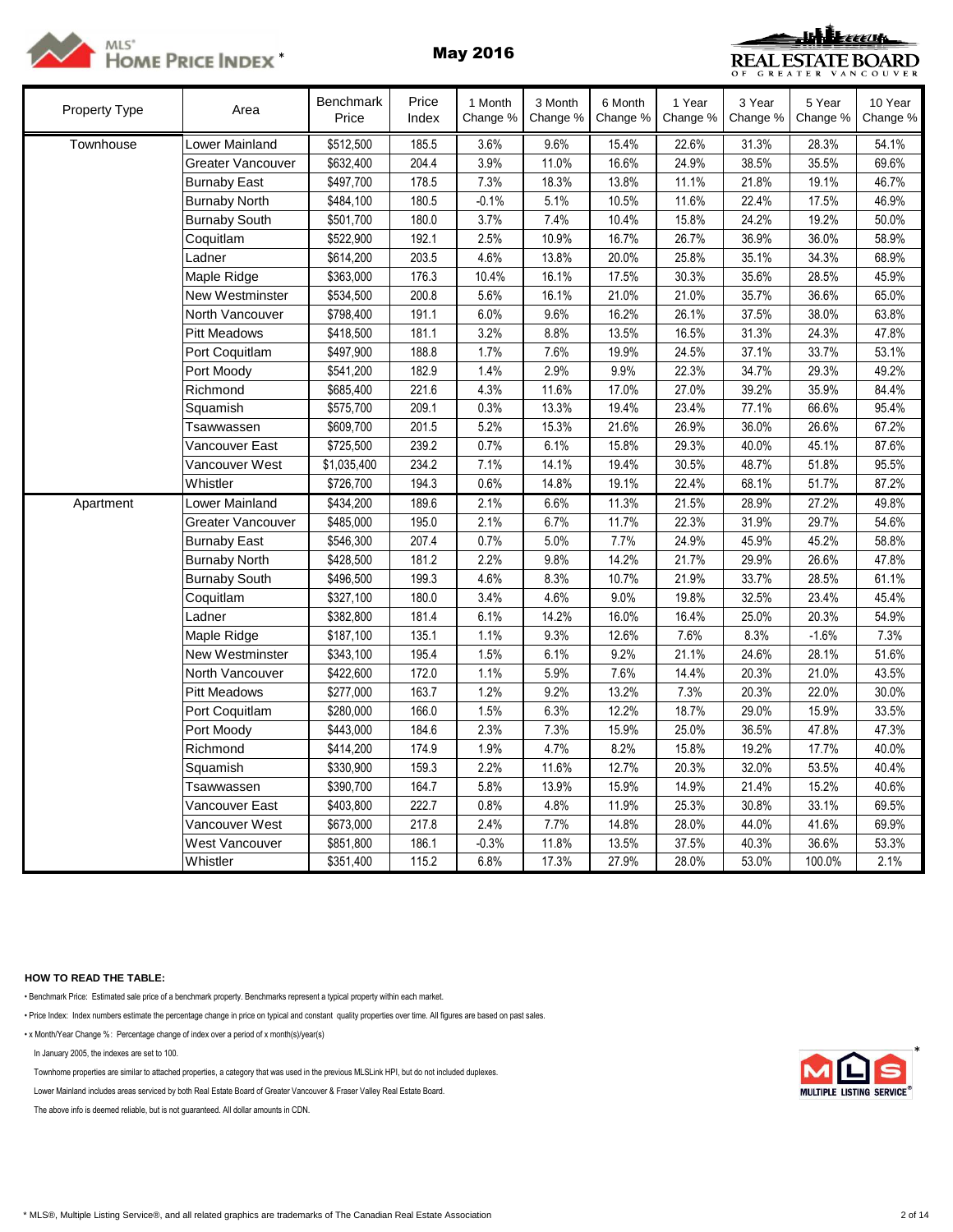MLS® HOME PRICE INDEX *

# May 2016

REAL ESTATE BOARD OF GREATER VANCOUVER

| Property Type | Area | Benchmark Price | Price Index | 1 Month Change % | 3 Month Change % | 6 Month Change % | 1 Year Change % | 3 Year Change % | 5 Year Change % | 10 Year Change % |
|---|---|---|---|---|---|---|---|---|---|---|
| Townhouse | Lower Mainland | $512,500 | 185.5 | 3.6% | 9.6% | 15.4% | 22.6% | 31.3% | 28.3% | 54.1% |
| | Greater Vancouver | $632,400 | 204.4 | 3.9% | 11.0% | 16.6% | 24.9% | 38.5% | 35.5% | 69.6% |
| | Burnaby East | $497,700 | 178.5 | 7.3% | 18.3% | 13.8% | 11.1% | 21.8% | 19.1% | 46.7% |
| | Burnaby North | $484,100 | 180.5 | -0.1% | 5.1% | 10.5% | 11.6% | 22.4% | 17.5% | 46.9% |
| | Burnaby South | $501,700 | 180.0 | 3.7% | 7.4% | 10.4% | 15.8% | 24.2% | 19.2% | 50.0% |
| | Coquitlam | $522,900 | 192.1 | 2.5% | 10.9% | 16.7% | 26.7% | 36.9% | 36.0% | 58.9% |
| | Ladner | $614,200 | 203.5 | 4.6% | 13.8% | 20.0% | 25.8% | 35.1% | 34.3% | 68.9% |
| | Maple Ridge | $363,000 | 176.3 | 10.4% | 16.1% | 17.5% | 30.3% | 35.6% | 28.5% | 45.9% |
| | New Westminster | $534,500 | 200.8 | 5.6% | 16.1% | 21.0% | 21.0% | 35.7% | 36.6% | 65.0% |
| | North Vancouver | $798,400 | 191.1 | 6.0% | 9.6% | 16.2% | 26.1% | 37.5% | 38.0% | 63.8% |
| | Pitt Meadows | $418,500 | 181.1 | 3.2% | 8.8% | 13.5% | 16.5% | 31.3% | 24.3% | 47.8% |
| | Port Coquitlam | $497,900 | 188.8 | 1.7% | 7.6% | 19.9% | 24.5% | 37.1% | 33.7% | 53.1% |
| | Port Moody | $541,200 | 182.9 | 1.4% | 2.9% | 9.9% | 22.3% | 34.7% | 29.3% | 49.2% |
| | Richmond | $685,400 | 221.6 | 4.3% | 11.6% | 17.0% | 27.0% | 39.2% | 35.9% | 84.4% |
| | Squamish | $575,700 | 209.1 | 0.3% | 13.3% | 19.4% | 23.4% | 77.1% | 66.6% | 95.4% |
| | Tsawwassen | $609,700 | 201.5 | 5.2% | 15.3% | 21.6% | 26.9% | 36.0% | 26.6% | 67.2% |
| | Vancouver East | $725,500 | 239.2 | 0.7% | 6.1% | 15.8% | 29.3% | 40.0% | 45.1% | 87.6% |
| | Vancouver West | $1,035,400 | 234.2 | 7.1% | 14.1% | 19.4% | 30.5% | 48.7% | 51.8% | 95.5% |
| | Whistler | $726,700 | 194.3 | 0.6% | 14.8% | 19.1% | 22.4% | 68.1% | 51.7% | 87.2% |
| Apartment | Lower Mainland | $434,200 | 189.6 | 2.1% | 6.6% | 11.3% | 21.5% | 28.9% | 27.2% | 49.8% |
| | Greater Vancouver | $485,000 | 195.0 | 2.1% | 6.7% | 11.7% | 22.3% | 31.9% | 29.7% | 54.6% |
| | Burnaby East | $546,300 | 207.4 | 0.7% | 5.0% | 7.7% | 24.9% | 45.9% | 45.2% | 58.8% |
| | Burnaby North | $428,500 | 181.2 | 2.2% | 9.8% | 14.2% | 21.7% | 29.9% | 26.6% | 47.8% |
| | Burnaby South | $496,500 | 199.3 | 4.6% | 8.3% | 10.7% | 21.9% | 33.7% | 28.5% | 61.1% |
| | Coquitlam | $327,100 | 180.0 | 3.4% | 4.6% | 9.0% | 19.8% | 32.5% | 23.4% | 45.4% |
| | Ladner | $382,800 | 181.4 | 6.1% | 14.2% | 16.0% | 16.4% | 25.0% | 20.3% | 54.9% |
| | Maple Ridge | $187,100 | 135.1 | 1.1% | 9.3% | 12.6% | 7.6% | 8.3% | -1.6% | 7.3% |
| | New Westminster | $343,100 | 195.4 | 1.5% | 6.1% | 9.2% | 21.1% | 24.6% | 28.1% | 51.6% |
| | North Vancouver | $422,600 | 172.0 | 1.1% | 5.9% | 7.6% | 14.4% | 20.3% | 21.0% | 43.5% |
| | Pitt Meadows | $277,000 | 163.7 | 1.2% | 9.2% | 13.2% | 7.3% | 20.3% | 22.0% | 30.0% |
| | Port Coquitlam | $280,000 | 166.0 | 1.5% | 6.3% | 12.2% | 18.7% | 29.0% | 15.9% | 33.5% |
| | Port Moody | $443,000 | 184.6 | 2.3% | 7.3% | 15.9% | 25.0% | 36.5% | 47.8% | 47.3% |
| | Richmond | $414,200 | 174.9 | 1.9% | 4.7% | 8.2% | 15.8% | 19.2% | 17.7% | 40.0% |
| | Squamish | $330,900 | 159.3 | 2.2% | 11.6% | 12.7% | 20.3% | 32.0% | 53.5% | 40.4% |
| | Tsawwassen | $390,700 | 164.7 | 5.8% | 13.9% | 15.9% | 14.9% | 21.4% | 15.2% | 40.6% |
| | Vancouver East | $403,800 | 222.7 | 0.8% | 4.8% | 11.9% | 25.3% | 30.8% | 33.1% | 69.5% |
| | Vancouver West | $673,000 | 217.8 | 2.4% | 7.7% | 14.8% | 28.0% | 44.0% | 41.6% | 69.9% |
| | West Vancouver | $851,800 | 186.1 | -0.3% | 11.8% | 13.5% | 37.5% | 40.3% | 36.6% | 53.3% |
| | Whistler | $351,400 | 115.2 | 6.8% | 17.3% | 27.9% | 28.0% | 53.0% | 100.0% | 2.1% |

**HOW TO READ THE TABLE:**

- Benchmark Price: Estimated sale price of a benchmark property. Benchmarks represent a typical property within each market.
- Price Index: Index numbers estimate the percentage change in price on typical and constant quality properties over time. All figures are based on past sales.
- x Month/Year Change %: Percentage change of index over a period of x month(s)/year(s)

In January 2005, the indexes are set to 100.

Townhome properties are similar to attached properties, a category that was used in the previous MLSLink HPI, but do not included duplexes.

Lower Mainland includes areas serviced by both Real Estate Board of Greater Vancouver & Fraser Valley Real Estate Board.

The above info is deemed reliable, but is not guaranteed. All dollar amounts in CDN.

MLS® MULTIPLE LISTING SERVICE®

* MLS®, Multiple Listing Service®, and all related graphics are trademarks of The Canadian Real Estate Association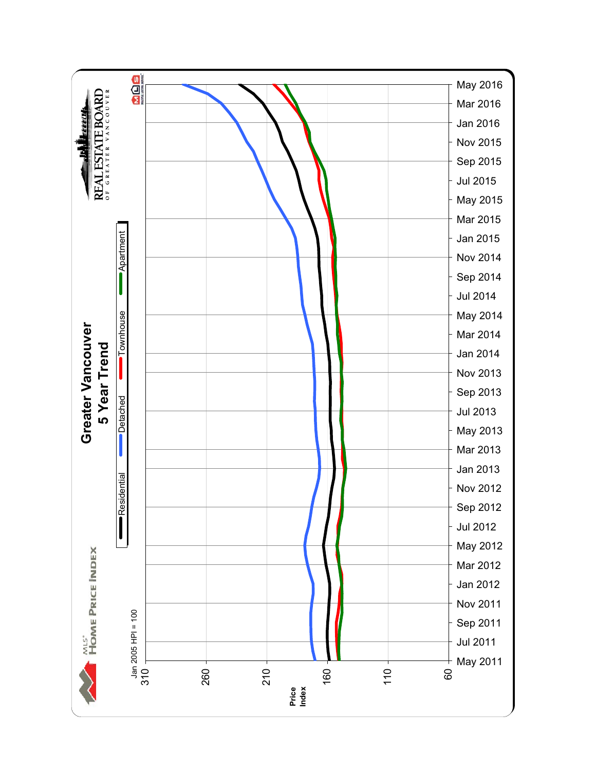# Greater Vancouver
## 5 Year Trend

MLS® HOME PRICE INDEX

REAL ESTATE BOARD OF GREATER VANCOUVER

Residential | Detached | Townhouse | Apartment

Jan 2005 HPI = 100

Price Index: 310, 260, 210, 160, 110, 60

May 2011, Jul 2011, Sep 2011, Nov 2011, Jan 2012, Mar 2012, May 2012, Jul 2012, Sep 2012, Nov 2012, Jan 2013, Mar 2013, May 2013, Jul 2013, Sep 2013, Nov 2013, Jan 2014, Mar 2014, May 2014, Jul 2014, Sep 2014, Nov 2014, Jan 2015, Mar 2015, May 2015, Jul 2015, Sep 2015, Nov 2015, Jan 2016, Mar 2016, May 2016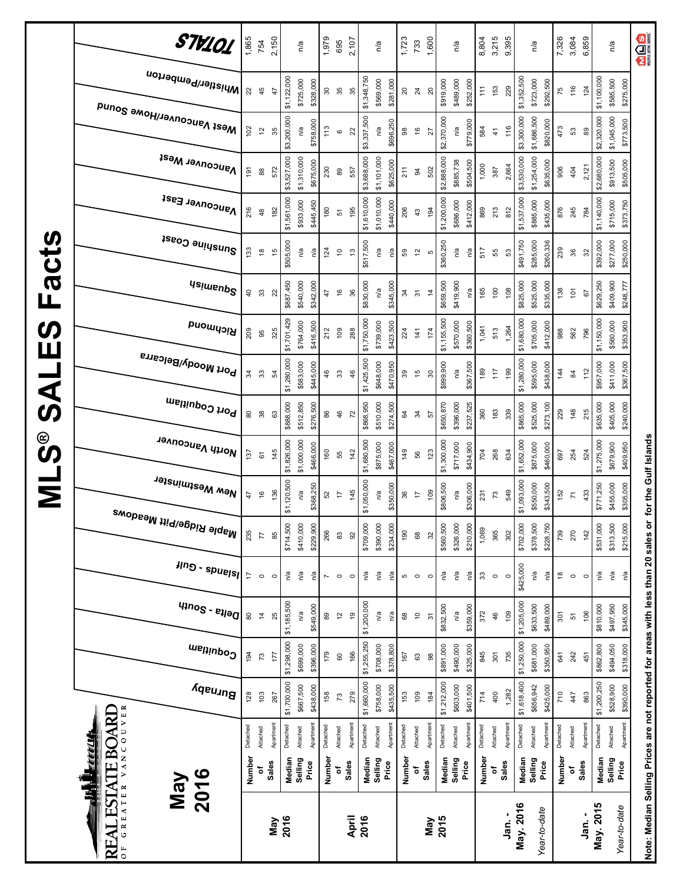# MLS® SALES Facts

REAL ESTATE BOARD OF GREATER VANCOUVER

## May 2016

| | | | Burnaby | Coquitlam | Delta - South | Islands - Gulf | Maple Ridge/Pitt Meadows | New Westminster | North Vancouver | Port Coquitlam | Port Moody/Belcarra | Richmond | Squamish | Sunshine Coast | Vancouver East | Vancouver West | West Vancouver/Howe Sound | Whistler/Pemberton | TOTALS |
|---|---|---|---|---|---|---|---|---|---|---|---|---|---|---|---|---|---|---|---|
| May 2016 | Number of Sales | Detached | 128 | 194 | 80 | 17 | 235 | 47 | 137 | 80 | 34 | 209 | 40 | 133 | 216 | 191 | 102 | 22 | 1,865 |
| | | Attached | 103 | 73 | 14 | 0 | 77 | 16 | 61 | 38 | 33 | 95 | 33 | 18 | 48 | 88 | 12 | 45 | 754 |
| | | Apartment | 267 | 177 | 25 | 0 | 85 | 136 | 145 | 63 | 54 | 325 | 22 | 15 | 182 | 572 | 35 | 47 | 2,150 |
| | Median Selling Price | Detached | $1,700,000 | $1,298,000 | $1,185,500 | n/a | $714,500 | $1,120,500 | $1,826,000 | $888,000 | $1,280,000 | $1,701,429 | $887,450 | $505,000 | $1,561,000 | $3,527,000 | $3,200,000 | $1,122,000 | n/a |
| | | Attached | $667,500 | $699,000 | n/a | n/a | $410,000 | n/a | $1,000,000 | $512,850 | $583,000 | $764,000 | $540,000 | n/a | $933,000 | $1,310,000 | n/a | $725,000 | |
| | | Apartment | $438,000 | $396,000 | $549,000 | n/a | $229,900 | $368,250 | $466,000 | $276,500 | $445,000 | $416,500 | $342,000 | n/a | $445,450 | $675,000 | $758,000 | $328,000 | |
| April 2016 | Number of Sales | Detached | 158 | 179 | 89 | 7 | 266 | 52 | 160 | 86 | 46 | 212 | 47 | 124 | 180 | 230 | 113 | 30 | 1,979 |
| | | Attached | 73 | 60 | 12 | 0 | 83 | 17 | 55 | 46 | 33 | 109 | 16 | 10 | 51 | 89 | 6 | 35 | 695 |
| | | Apartment | 279 | 166 | 19 | 0 | 92 | 145 | 142 | 72 | 46 | 288 | 36 | 13 | 195 | 557 | 22 | 35 | 2,107 |
| | Median Selling Price | Detached | $1,660,000 | $1,255,250 | $1,200,000 | n/a | $709,000 | $1,050,000 | $1,680,500 | $868,950 | $1,425,500 | $1,750,000 | $830,000 | $517,500 | $1,610,000 | $3,688,000 | $3,337,500 | $1,348,750 | n/a |
| | | Attached | $758,000 | $708,000 | n/a | n/a | $390,000 | n/a | $875,000 | $510,000 | $648,000 | $739,000 | n/a | n/a | $1,010,000 | $1,101,000 | n/a | $569,000 | |
| | | Apartment | $435,500 | $378,800 | n/a | n/a | $234,000 | $350,000 | $467,000 | $274,500 | $470,950 | $423,500 | $345,000 | n/a | $440,000 | $625,000 | $696,250 | $281,000 | |
| May 2015 | Number of Sales | Detached | 153 | 167 | 68 | 5 | 190 | 36 | 149 | 64 | 39 | 224 | 34 | 59 | 206 | 211 | 98 | 20 | 1,723 |
| | | Attached | 109 | 63 | 10 | 0 | 68 | 17 | 56 | 34 | 15 | 141 | 31 | 12 | 43 | 94 | 16 | 24 | 733 |
| | | Apartment | 184 | 98 | 31 | 0 | 32 | 109 | 123 | 57 | 30 | 174 | 14 | 5 | 194 | 502 | 27 | 20 | 1,600 |
| | Median Selling Price | Detached | $1,212,000 | $891,000 | $832,500 | n/a | $560,500 | $806,500 | $1,300,000 | $650,870 | $999,900 | $1,155,500 | $659,540 | $360,250 | $1,200,000 | $2,888,000 | $2,370,000 | $919,000 | n/a |
| | | Attached | $603,000 | $490,000 | n/a | n/a | $326,000 | n/a | $717,000 | $396,000 | n/a | $570,000 | $419,900 | n/a | $686,000 | $885,738 | n/a | $489,000 | |
| | | Apartment | $401,500 | $325,000 | $359,000 | n/a | $210,000 | $306,000 | $434,900 | $237,525 | $367,500 | $360,500 | n/a | n/a | $412,000 | $504,500 | $779,000 | $252,000 | |
| Jan. - May. 2016 | Number of Sales | Detached | 714 | 845 | 372 | 33 | 1,069 | 231 | 704 | 360 | 189 | 1,041 | 165 | 517 | 869 | 1,000 | 584 | 111 | 8,804 |
| | | Attached | 400 | 301 | 46 | 0 | 365 | 73 | 268 | 183 | 117 | 513 | 100 | 55 | 213 | 387 | 41 | 153 | 3,215 |
| | | Apartment | 1,282 | 735 | 109 | 0 | 302 | 549 | 634 | 339 | 199 | 1,264 | 108 | 53 | 812 | 2,664 | 116 | 229 | 9,395 |
| Year-to-date | Median Selling Price | Detached | $1,618,400 | $1,250,000 | $1,205,000 | $425,000 | $702,000 | $1,093,000 | $1,652,000 | $865,000 | $1,280,000 | $1,680,000 | $825,000 | $491,750 | $1,537,000 | $3,530,000 | $3,300,000 | $1,352,500 | n/a |
| | | Attached | $656,942 | $681,000 | $633,500 | n/a | $378,500 | $550,000 | $875,000 | $525,000 | $595,000 | $705,000 | $525,000 | $285,000 | $885,000 | $1,254,000 | $1,686,500 | $723,000 | |
| | | Apartment | $425,000 | $350,950 | $489,000 | n/a | $228,750 | $343,500 | $460,000 | $273,100 | $438,000 | $412,000 | $335,000 | $260,336 | $435,000 | $635,000 | $820,000 | $292,500 | |
| Jan. - May. 2015 | Number of Sales | Detached | 710 | 641 | 301 | 18 | 739 | 152 | 697 | 229 | 144 | 988 | 138 | 239 | 876 | 906 | 473 | 75 | 7,326 |
| | | Attached | 447 | 242 | 51 | 0 | 270 | 71 | 254 | 148 | 84 | 562 | 101 | 36 | 245 | 404 | 53 | 116 | 3,084 |
| | | Apartment | 863 | 451 | 106 | 0 | 142 | 433 | 524 | 215 | 112 | 796 | 67 | 32 | 784 | 2,121 | 89 | 124 | 6,859 |
| Year-to-date | Median Selling Price | Detached | $1,200,250 | $862,800 | $810,000 | n/a | $531,000 | $771,250 | $1,275,000 | $635,000 | $957,000 | $1,150,000 | $629,250 | $392,000 | $1,140,000 | $2,680,000 | $2,320,000 | $1,100,000 | n/a |
| | | Attached | $528,900 | $494,050 | $497,950 | n/a | $313,500 | $455,000 | $679,900 | $405,000 | $411,000 | $560,000 | $409,900 | $277,000 | $715,000 | $913,500 | $1,045,000 | $585,500 | |
| | | Apartment | $390,000 | $318,000 | $345,000 | n/a | $215,000 | $305,000 | $409,950 | $240,000 | $367,500 | $353,900 | $248,777 | $250,000 | $373,750 | $505,000 | $773,500 | $275,000 | |

Note: Median Selling Prices are not reported for areas with less than 20 sales or for the Gulf Islands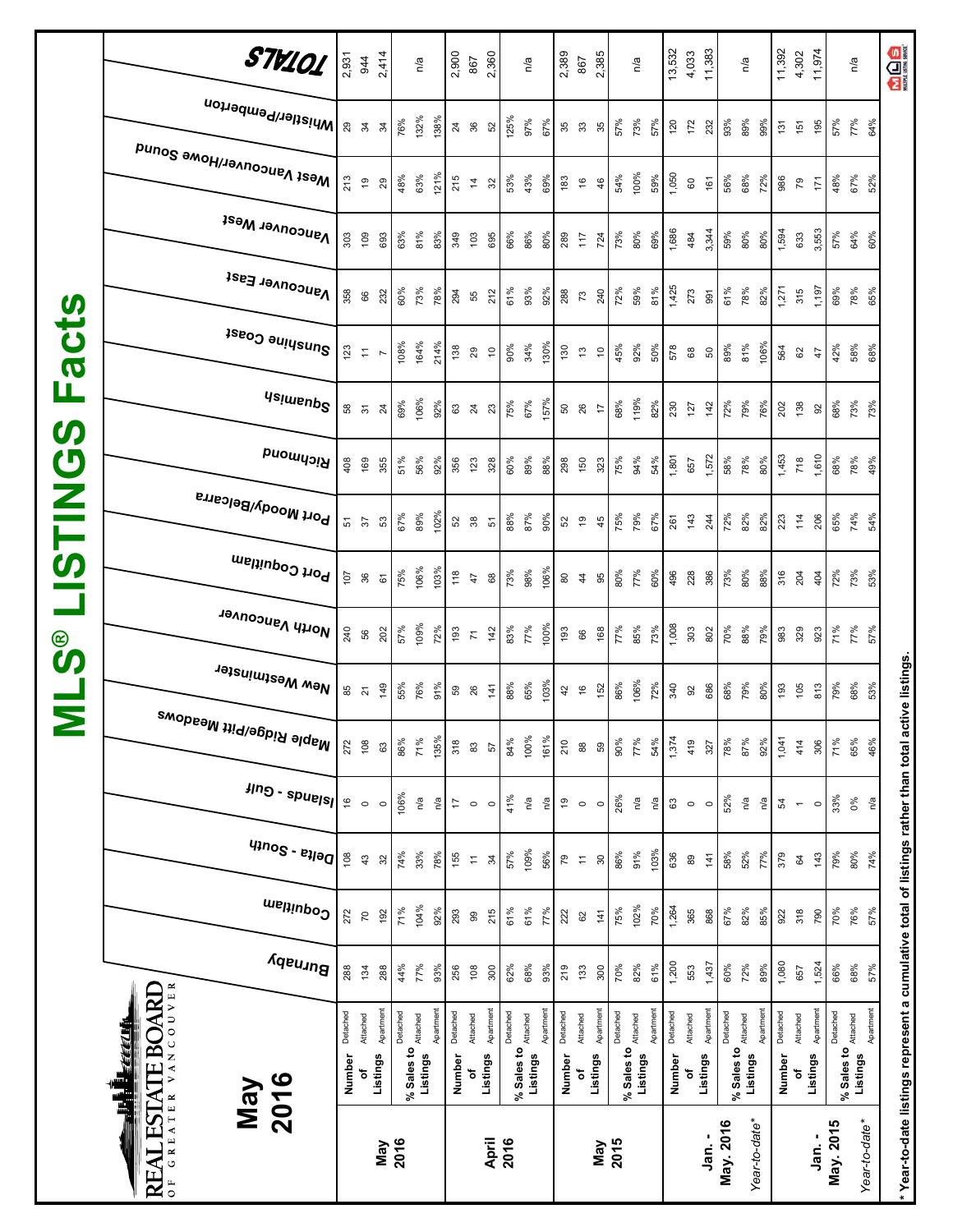# MLS® LISTINGS Facts

## May 2016

REAL ESTATE BOARD OF GREATER VANCOUVER

| | | | Burnaby | Coquitlam | Delta - South | Islands - Gulf | Maple Ridge/Pitt Meadows | New Westminster | North Vancouver | Port Coquitlam | Port Moody/Belcarra | Richmond | Squamish | Sunshine Coast | Vancouver East | Vancouver West | West Vancouver/Howe Sound | Whistler/Pemberton | TOTALS |
|---|---|---|---|---|---|---|---|---|---|---|---|---|---|---|---|---|---|---|---|
| **May 2016** | Number of Listings | Detached | 288 | 272 | 108 | 16 | 272 | 85 | 240 | 107 | 51 | 408 | 58 | 123 | 358 | 303 | 213 | 29 | 2,931 |
| | | Attached | 134 | 70 | 43 | 0 | 108 | 21 | 56 | 36 | 37 | 169 | 31 | 11 | 66 | 109 | 19 | 34 | 944 |
| | | Apartment | 288 | 192 | 32 | 0 | 63 | 149 | 202 | 61 | 53 | 355 | 24 | 7 | 232 | 693 | 29 | 34 | 2,414 |
| | % Sales to Listings | Detached | 44% | 71% | 74% | 106% | 86% | 55% | 57% | 75% | 67% | 51% | 69% | 108% | 60% | 63% | 48% | 76% | n/a |
| | | Attached | 77% | 104% | 33% | n/a | 71% | 76% | 109% | 106% | 89% | 56% | 106% | 164% | 73% | 81% | 63% | 132% | |
| | | Apartment | 93% | 92% | 78% | n/a | 135% | 91% | 72% | 103% | 102% | 92% | 92% | 214% | 78% | 83% | 121% | 138% | |
| **April 2016** | Number of Listings | Detached | 256 | 293 | 155 | 17 | 318 | 59 | 193 | 118 | 52 | 356 | 63 | 138 | 294 | 349 | 215 | 24 | 2,900 |
| | | Attached | 108 | 99 | 11 | 0 | 83 | 26 | 71 | 47 | 38 | 123 | 24 | 29 | 55 | 103 | 14 | 36 | 867 |
| | | Apartment | 300 | 215 | 34 | 0 | 57 | 141 | 142 | 68 | 51 | 328 | 23 | 10 | 212 | 695 | 32 | 52 | 2,360 |
| | % Sales to Listings | Detached | 62% | 61% | 57% | 41% | 84% | 88% | 83% | 73% | 88% | 60% | 75% | 90% | 61% | 66% | 53% | 125% | n/a |
| | | Attached | 68% | 61% | 109% | n/a | 100% | 65% | 77% | 98% | 87% | 89% | 67% | 34% | 93% | 86% | 43% | 97% | |
| | | Apartment | 93% | 77% | 56% | n/a | 161% | 103% | 100% | 106% | 90% | 88% | 157% | 130% | 92% | 80% | 69% | 67% | |
| **May 2015** | Number of Listings | Detached | 219 | 222 | 79 | 19 | 210 | 42 | 193 | 80 | 52 | 298 | 50 | 130 | 288 | 289 | 183 | 35 | 2,389 |
| | | Attached | 133 | 62 | 11 | 0 | 88 | 16 | 66 | 44 | 19 | 150 | 26 | 13 | 73 | 117 | 16 | 33 | 867 |
| | | Apartment | 300 | 141 | 30 | 0 | 59 | 152 | 168 | 95 | 45 | 323 | 17 | 10 | 240 | 724 | 46 | 35 | 2,385 |
| | % Sales to Listings | Detached | 70% | 75% | 86% | 26% | 90% | 86% | 77% | 80% | 75% | 75% | 68% | 45% | 72% | 73% | 54% | 57% | n/a |
| | | Attached | 82% | 102% | 91% | n/a | 77% | 106% | 85% | 77% | 79% | 94% | 119% | 92% | 59% | 80% | 100% | 73% | |
| | | Apartment | 61% | 70% | 103% | n/a | 54% | 72% | 73% | 60% | 67% | 54% | 82% | 50% | 81% | 69% | 59% | 57% | |
| **Jan. - May. 2016** | Number of Listings | Detached | 1,200 | 1,264 | 636 | 63 | 1,374 | 340 | 1,008 | 496 | 261 | 1,801 | 230 | 578 | 1,425 | 1,686 | 1,050 | 120 | 13,532 |
| | | Attached | 553 | 365 | 89 | 0 | 419 | 92 | 303 | 228 | 143 | 657 | 127 | 68 | 273 | 484 | 60 | 172 | 4,033 |
| | | Apartment | 1,437 | 868 | 141 | 0 | 327 | 686 | 802 | 386 | 244 | 1,572 | 142 | 50 | 991 | 3,344 | 161 | 232 | 11,383 |
| *Year-to-date** | % Sales to Listings | Detached | 60% | 67% | 58% | 52% | 78% | 68% | 70% | 73% | 72% | 58% | 72% | 89% | 61% | 59% | 56% | 93% | n/a |
| | | Attached | 72% | 82% | 52% | n/a | 87% | 79% | 88% | 80% | 82% | 78% | 79% | 81% | 78% | 80% | 68% | 89% | |
| | | Apartment | 89% | 85% | 77% | n/a | 92% | 80% | 79% | 88% | 82% | 80% | 76% | 106% | 82% | 80% | 72% | 99% | |
| **Jan. - May. 2015** | Number of Listings | Detached | 1,080 | 922 | 379 | 54 | 1,041 | 193 | 983 | 316 | 223 | 1,453 | 202 | 564 | 1,271 | 1,594 | 986 | 131 | 11,392 |
| | | Attached | 657 | 318 | 64 | 1 | 414 | 105 | 329 | 204 | 114 | 718 | 138 | 62 | 315 | 633 | 79 | 151 | 4,302 |
| | | Apartment | 1,524 | 790 | 143 | 0 | 306 | 813 | 923 | 404 | 206 | 1,610 | 92 | 47 | 1,197 | 3,553 | 171 | 195 | 11,974 |
| *Year-to-date** | % Sales to Listings | Detached | 66% | 70% | 79% | 33% | 71% | 79% | 71% | 72% | 65% | 68% | 68% | 42% | 69% | 57% | 48% | 57% | n/a |
| | | Attached | 68% | 76% | 80% | 0% | 65% | 68% | 77% | 73% | 74% | 78% | 73% | 58% | 78% | 64% | 67% | 77% | |
| | | Apartment | 57% | 57% | 74% | n/a | 46% | 53% | 57% | 53% | 54% | 49% | 73% | 68% | 65% | 60% | 52% | 64% | |

\* Year-to-date listings represent a cumulative total of listings rather than total active listings.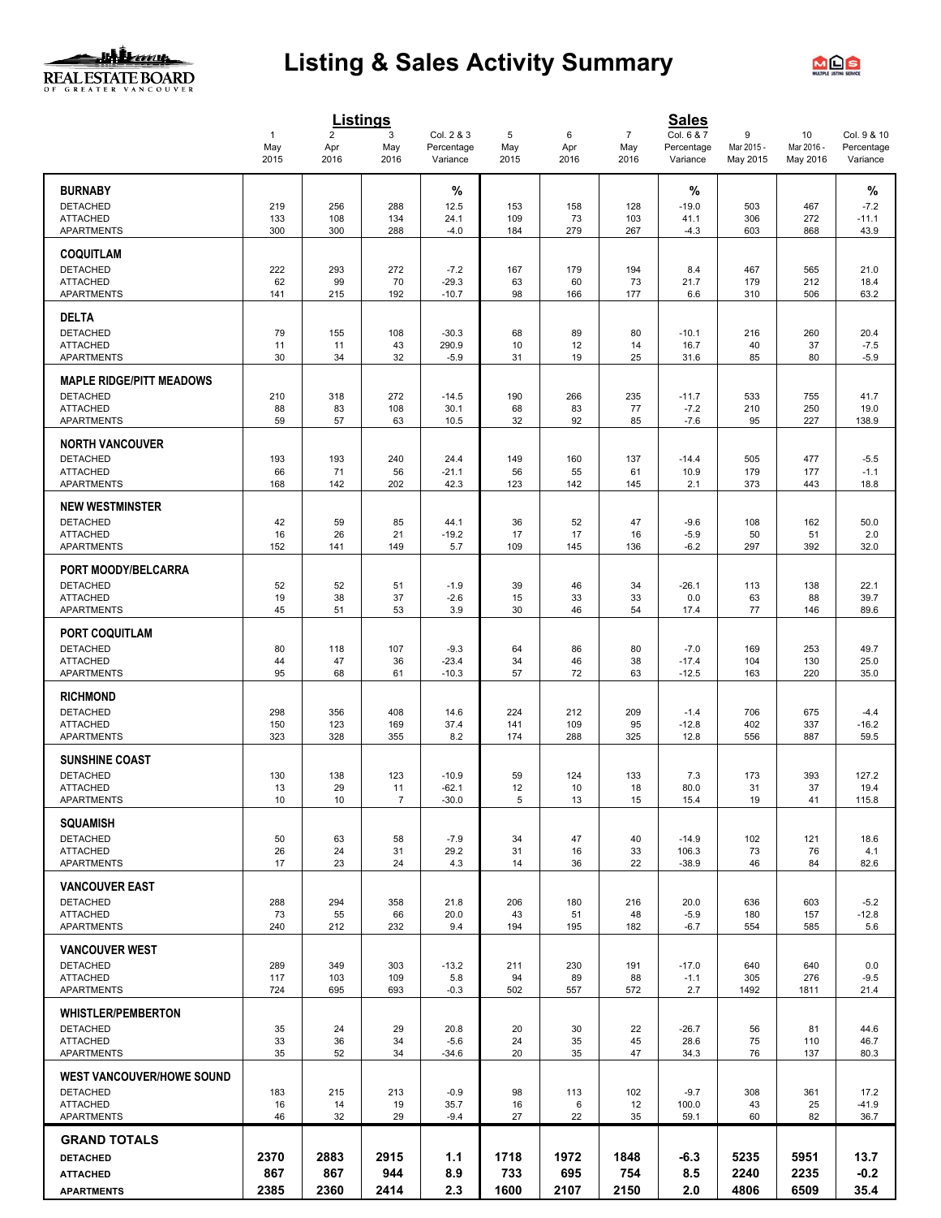# Listing & Sales Activity Summary

REAL ESTATE BOARD OF GREATER VANCOUVER

| | Listings | | | | Sales | | | | | | |
|---|---|---|---|---|---|---|---|---|---|---|---|
| | 1 | 2 | 3 | Col. 2 & 3 | 5 | 6 | 7 | Col. 6 & 7 | 9 | 10 | Col. 9 & 10 |
| | May 2015 | Apr 2016 | May 2016 | Percentage Variance | May 2015 | Apr 2016 | May 2016 | Percentage Variance | Mar 2015 - May 2015 | Mar 2016 - May 2016 | Percentage Variance |
| **BURNABY** | | | | % | | | | % | | | % |
| DETACHED | 219 | 256 | 288 | 12.5 | 153 | 158 | 128 | -19.0 | 503 | 467 | -7.2 |
| ATTACHED | 133 | 108 | 134 | 24.1 | 109 | 73 | 103 | 41.1 | 306 | 272 | -11.1 |
| APARTMENTS | 300 | 300 | 288 | -4.0 | 184 | 279 | 267 | -4.3 | 603 | 868 | 43.9 |
| **COQUITLAM** | | | | | | | | | | | |
| DETACHED | 222 | 293 | 272 | -7.2 | 167 | 179 | 194 | 8.4 | 467 | 565 | 21.0 |
| ATTACHED | 62 | 99 | 70 | -29.3 | 63 | 60 | 73 | 21.7 | 179 | 212 | 18.4 |
| APARTMENTS | 141 | 215 | 192 | -10.7 | 98 | 166 | 177 | 6.6 | 310 | 506 | 63.2 |
| **DELTA** | | | | | | | | | | | |
| DETACHED | 79 | 155 | 108 | -30.3 | 68 | 89 | 80 | -10.1 | 216 | 260 | 20.4 |
| ATTACHED | 11 | 11 | 43 | 290.9 | 10 | 12 | 14 | 16.7 | 40 | 37 | -7.5 |
| APARTMENTS | 30 | 34 | 32 | -5.9 | 31 | 19 | 25 | 31.6 | 85 | 80 | -5.9 |
| **MAPLE RIDGE/PITT MEADOWS** | | | | | | | | | | | |
| DETACHED | 210 | 318 | 272 | -14.5 | 190 | 266 | 235 | -11.7 | 533 | 755 | 41.7 |
| ATTACHED | 88 | 83 | 108 | 30.1 | 68 | 83 | 77 | -7.2 | 210 | 250 | 19.0 |
| APARTMENTS | 59 | 57 | 63 | 10.5 | 32 | 92 | 85 | -7.6 | 95 | 227 | 138.9 |
| **NORTH VANCOUVER** | | | | | | | | | | | |
| DETACHED | 193 | 193 | 240 | 24.4 | 149 | 160 | 137 | -14.4 | 505 | 477 | -5.5 |
| ATTACHED | 66 | 71 | 56 | -21.1 | 56 | 55 | 61 | 10.9 | 179 | 177 | -1.1 |
| APARTMENTS | 168 | 142 | 202 | 42.3 | 123 | 142 | 145 | 2.1 | 373 | 443 | 18.8 |
| **NEW WESTMINSTER** | | | | | | | | | | | |
| DETACHED | 42 | 59 | 85 | 44.1 | 36 | 52 | 47 | -9.6 | 108 | 162 | 50.0 |
| ATTACHED | 16 | 26 | 21 | -19.2 | 17 | 17 | 16 | -5.9 | 50 | 51 | 2.0 |
| APARTMENTS | 152 | 141 | 149 | 5.7 | 109 | 145 | 136 | -6.2 | 297 | 392 | 32.0 |
| **PORT MOODY/BELCARRA** | | | | | | | | | | | |
| DETACHED | 52 | 52 | 51 | -1.9 | 39 | 46 | 34 | -26.1 | 113 | 138 | 22.1 |
| ATTACHED | 19 | 38 | 37 | -2.6 | 15 | 33 | 33 | 0.0 | 63 | 88 | 39.7 |
| APARTMENTS | 45 | 51 | 53 | 3.9 | 30 | 46 | 54 | 17.4 | 77 | 146 | 89.6 |
| **PORT COQUITLAM** | | | | | | | | | | | |
| DETACHED | 80 | 118 | 107 | -9.3 | 64 | 86 | 80 | -7.0 | 169 | 253 | 49.7 |
| ATTACHED | 44 | 47 | 36 | -23.4 | 34 | 46 | 38 | -17.4 | 104 | 130 | 25.0 |
| APARTMENTS | 95 | 68 | 61 | -10.3 | 57 | 72 | 63 | -12.5 | 163 | 220 | 35.0 |
| **RICHMOND** | | | | | | | | | | | |
| DETACHED | 298 | 356 | 408 | 14.6 | 224 | 212 | 209 | -1.4 | 706 | 675 | -4.4 |
| ATTACHED | 150 | 123 | 169 | 37.4 | 141 | 109 | 95 | -12.8 | 402 | 337 | -16.2 |
| APARTMENTS | 323 | 328 | 355 | 8.2 | 174 | 288 | 325 | 12.8 | 556 | 887 | 59.5 |
| **SUNSHINE COAST** | | | | | | | | | | | |
| DETACHED | 130 | 138 | 123 | -10.9 | 59 | 124 | 133 | 7.3 | 173 | 393 | 127.2 |
| ATTACHED | 13 | 29 | 11 | -62.1 | 12 | 10 | 18 | 80.0 | 31 | 37 | 19.4 |
| APARTMENTS | 10 | 10 | 7 | -30.0 | 5 | 13 | 15 | 15.4 | 19 | 41 | 115.8 |
| **SQUAMISH** | | | | | | | | | | | |
| DETACHED | 50 | 63 | 58 | -7.9 | 34 | 47 | 40 | -14.9 | 102 | 121 | 18.6 |
| ATTACHED | 26 | 24 | 31 | 29.2 | 31 | 16 | 33 | 106.3 | 73 | 76 | 4.1 |
| APARTMENTS | 17 | 23 | 24 | 4.3 | 14 | 36 | 22 | -38.9 | 46 | 84 | 82.6 |
| **VANCOUVER EAST** | | | | | | | | | | | |
| DETACHED | 288 | 294 | 358 | 21.8 | 206 | 180 | 216 | 20.0 | 636 | 603 | -5.2 |
| ATTACHED | 73 | 55 | 66 | 20.0 | 43 | 51 | 48 | -5.9 | 180 | 157 | -12.8 |
| APARTMENTS | 240 | 212 | 232 | 9.4 | 194 | 195 | 182 | -6.7 | 554 | 585 | 5.6 |
| **VANCOUVER WEST** | | | | | | | | | | | |
| DETACHED | 289 | 349 | 303 | -13.2 | 211 | 230 | 191 | -17.0 | 640 | 640 | 0.0 |
| ATTACHED | 117 | 103 | 109 | 5.8 | 94 | 89 | 88 | -1.1 | 305 | 276 | -9.5 |
| APARTMENTS | 724 | 695 | 693 | -0.3 | 502 | 557 | 572 | 2.7 | 1492 | 1811 | 21.4 |
| **WHISTLER/PEMBERTON** | | | | | | | | | | | |
| DETACHED | 35 | 24 | 29 | 20.8 | 20 | 30 | 22 | -26.7 | 56 | 81 | 44.6 |
| ATTACHED | 33 | 36 | 34 | -5.6 | 24 | 35 | 45 | 28.6 | 75 | 110 | 46.7 |
| APARTMENTS | 35 | 52 | 34 | -34.6 | 20 | 35 | 47 | 34.3 | 76 | 137 | 80.3 |
| **WEST VANCOUVER/HOWE SOUND** | | | | | | | | | | | |
| DETACHED | 183 | 215 | 213 | -0.9 | 98 | 113 | 102 | -9.7 | 308 | 361 | 17.2 |
| ATTACHED | 16 | 14 | 19 | 35.7 | 16 | 6 | 12 | 100.0 | 43 | 25 | -41.9 |
| APARTMENTS | 46 | 32 | 29 | -9.4 | 27 | 22 | 35 | 59.1 | 60 | 82 | 36.7 |
| **GRAND TOTALS** | | | | | | | | | | | |
| **DETACHED** | **2370** | **2883** | **2915** | **1.1** | **1718** | **1972** | **1848** | **-6.3** | **5235** | **5951** | **13.7** |
| **ATTACHED** | **867** | **867** | **944** | **8.9** | **733** | **695** | **754** | **8.5** | **2240** | **2235** | **-0.2** |
| **APARTMENTS** | **2385** | **2360** | **2414** | **2.3** | **1600** | **2107** | **2150** | **2.0** | **4806** | **6509** | **35.4** |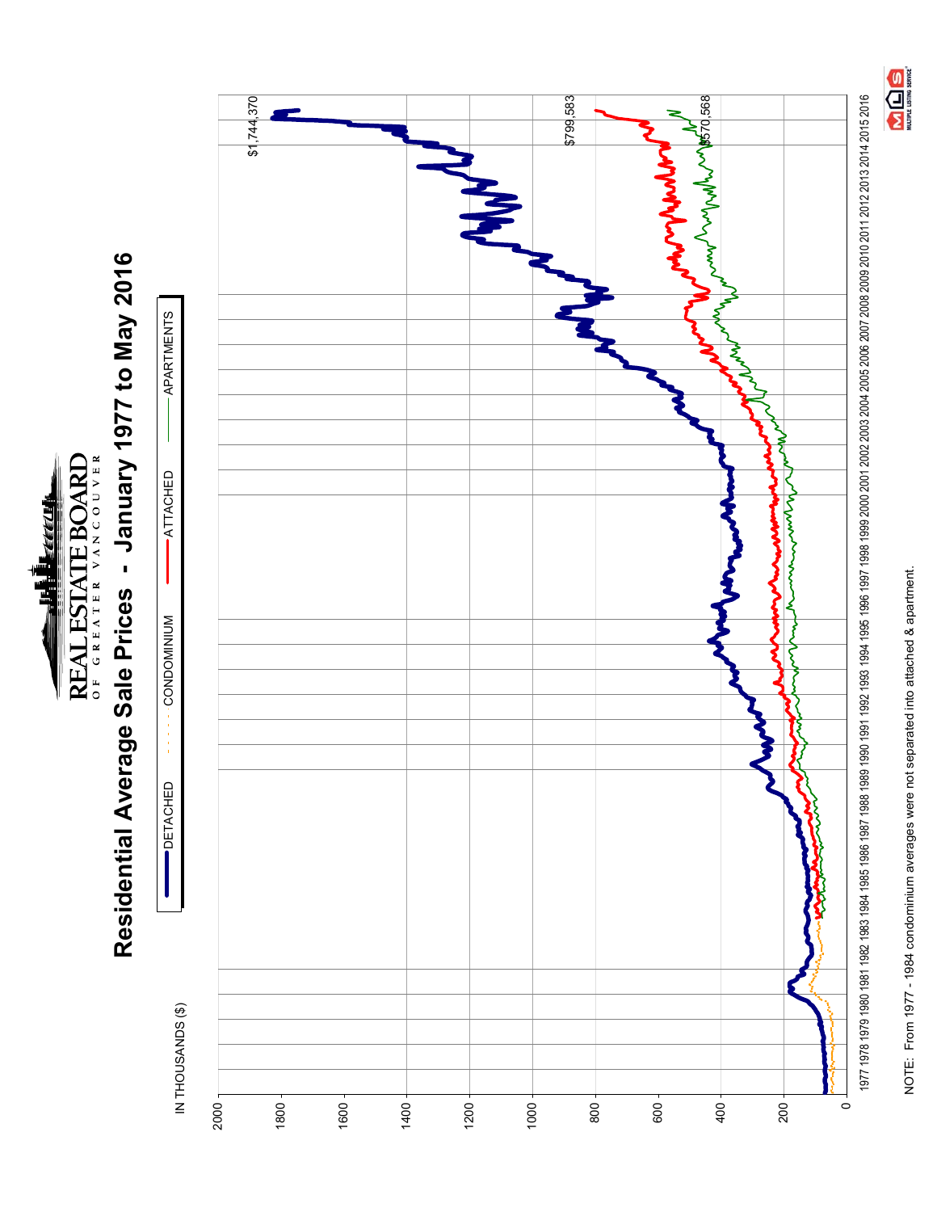REAL ESTATE BOARD
OF GREATER VANCOUVER

# Residential Average Sale Prices - January 1977 to May 2016

DETACHED
CONDOMINIUM
ATTACHED
APARTMENTS

IN THOUSANDS ($)

2000
1800
1600
1400
1200
1000
800
600
400
200
0

$1,744,370
$799,583
$570,568

1977 1978 1979 1980 1981 1982 1983 1984 1985 1986 1987 1988 1989 1990 1991 1992 1993 1994 1995 1996 1997 1998 1999 2000 2001 2002 2003 2004 2005 2006 2007 2008 2009 2010 2011 2012 2013 2014 2015 2016

NOTE: From 1977 - 1984 condominium averages were not separated into attached & apartment.

MLS MULTIPLE LISTING SERVICE